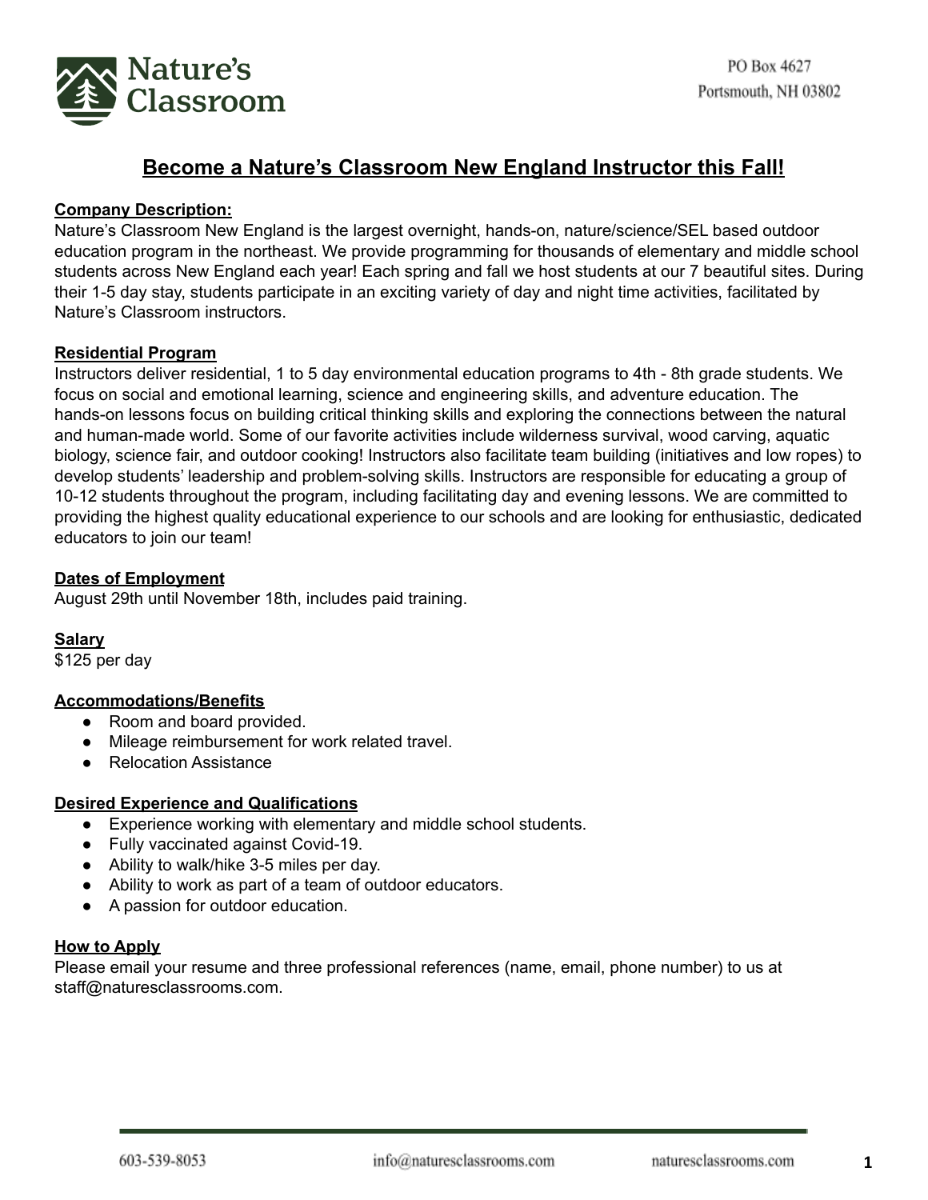Nature's Classroom

PO Box 4627
Portsmouth, NH 03802

# Become a Nature's Classroom New England Instructor this Fall!

**Company Description:**

Nature's Classroom New England is the largest overnight, hands-on, nature/science/SEL based outdoor education program in the northeast. We provide programming for thousands of elementary and middle school students across New England each year! Each spring and fall we host students at our 7 beautiful sites. During their 1-5 day stay, students participate in an exciting variety of day and night time activities, facilitated by Nature's Classroom instructors.

**Residential Program**

Instructors deliver residential, 1 to 5 day environmental education programs to 4th - 8th grade students. We focus on social and emotional learning, science and engineering skills, and adventure education. The hands-on lessons focus on building critical thinking skills and exploring the connections between the natural and human-made world. Some of our favorite activities include wilderness survival, wood carving, aquatic biology, science fair, and outdoor cooking! Instructors also facilitate team building (initiatives and low ropes) to develop students' leadership and problem-solving skills. Instructors are responsible for educating a group of 10-12 students throughout the program, including facilitating day and evening lessons. We are committed to providing the highest quality educational experience to our schools and are looking for enthusiastic, dedicated educators to join our team!

**Dates of Employment**

August 29th until November 18th, includes paid training.

**Salary**

$125 per day

**Accommodations/Benefits**

- Room and board provided.
- Mileage reimbursement for work related travel.
- Relocation Assistance

**Desired Experience and Qualifications**

- Experience working with elementary and middle school students.
- Fully vaccinated against Covid-19.
- Ability to walk/hike 3-5 miles per day.
- Ability to work as part of a team of outdoor educators.
- A passion for outdoor education.

**How to Apply**

Please email your resume and three professional references (name, email, phone number) to us at staff@naturesclassrooms.com.

603-539-8053 info@naturesclassrooms.com naturesclassrooms.com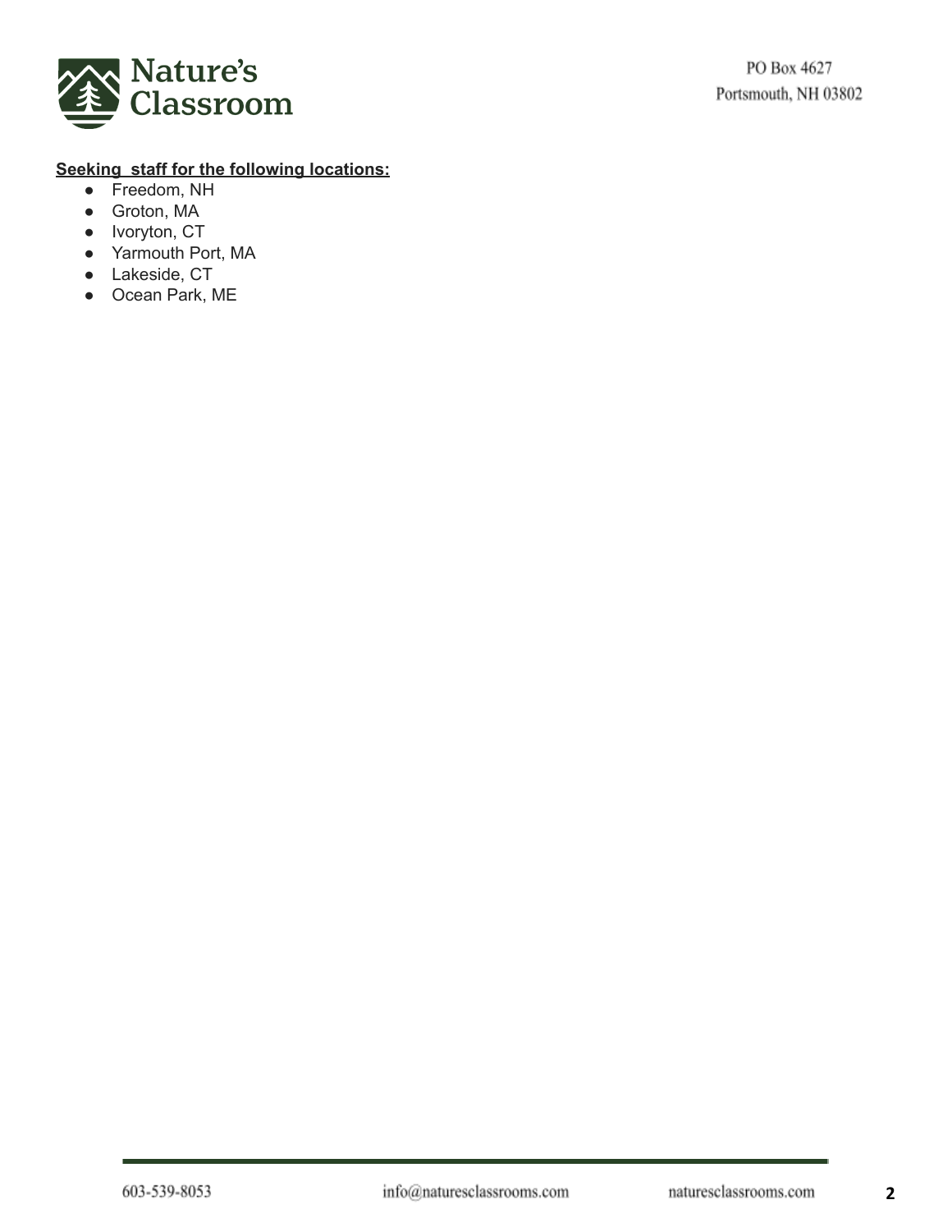**Seeking staff for the following locations:**

- Freedom, NH
- Groton, MA
- Ivoryton, CT
- Yarmouth Port, MA
- Lakeside, CT
- Ocean Park, ME